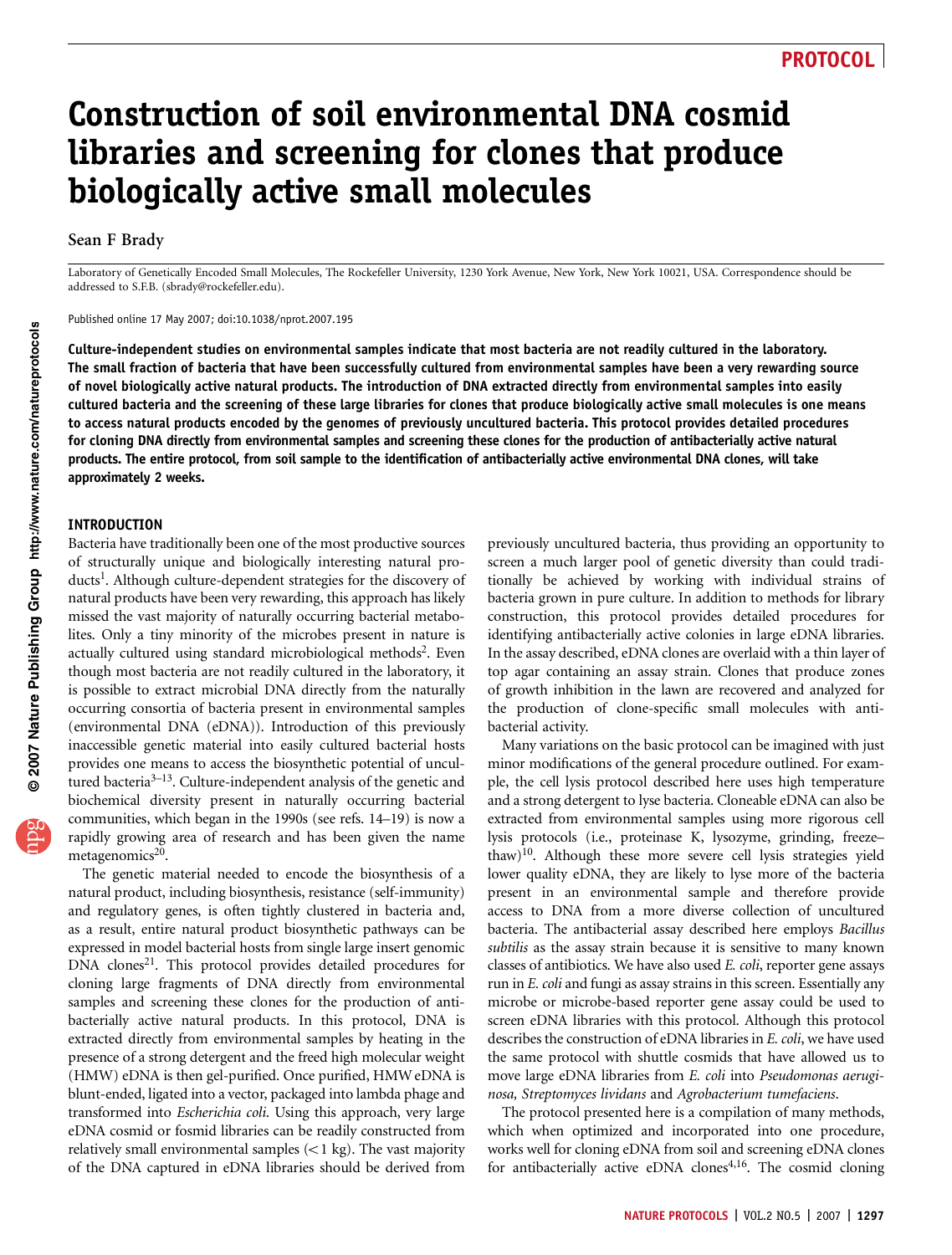# Construction of soil environmental DNA cosmid libraries and screening for clones that produce biologically active small molecules

Sean F Brady

Laboratory of Genetically Encoded Small Molecules, The Rockefeller University, 1230 York Avenue, New York, New York 10021, USA. Correspondence should be addressed to S.F.B. (sbrady@rockefeller.edu).

Published online 17 May 2007; doi:10.1038/nprot.2007.195

**Culture-independent studies on environmental samples indicate that most bacteria are not readily cultured in the laboratory. The small fraction of bacteria that have been successfully cultured from environmental samples have been a very rewarding source of novel biologically active natural products. The introduction of DNA extracted directly from environmental samples into easily cultured bacteria and the screening of these large libraries for clones that produce biologically active small molecules is one means to access natural products encoded by the genomes of previously uncultured bacteria. This protocol provides detailed procedures for cloning DNA directly from environmental samples and screening these clones for the production of antibacterially active natural products. The entire protocol, from soil sample to the identification of antibacterially active environmental DNA clones, will take approximately 2 weeks.**

## INTRODUCTION

Bacteria have traditionally been one of the most productive sources of structurally unique and biologically interesting natural products[1]. Although culture-dependent strategies for the discovery of natural products have been very rewarding, this approach has likely missed the vast majority of naturally occurring bacterial metabolites. Only a tiny minority of the microbes present in nature is actually cultured using standard microbiological methods[2]. Even though most bacteria are not readily cultured in the laboratory, it is possible to extract microbial DNA directly from the naturally occurring consortia of bacteria present in environmental samples (environmental DNA (eDNA)). Introduction of this previously inaccessible genetic material into easily cultured bacterial hosts provides one means to access the biosynthetic potential of uncultured bacteria[3–13]. Culture-independent analysis of the genetic and biochemical diversity present in naturally occurring bacterial communities, which began in the 1990s (see refs. 14–19) is now a rapidly growing area of research and has been given the name metagenomics[20].

The genetic material needed to encode the biosynthesis of a natural product, including biosynthesis, resistance (self-immunity) and regulatory genes, is often tightly clustered in bacteria and, as a result, entire natural product biosynthetic pathways can be expressed in model bacterial hosts from single large insert genomic DNA clones[21]. This protocol provides detailed procedures for cloning large fragments of DNA directly from environmental samples and screening these clones for the production of antibacterially active natural products. In this protocol, DNA is extracted directly from environmental samples by heating in the presence of a strong detergent and the freed high molecular weight (HMW) eDNA is then gel-purified. Once purified, HMW eDNA is blunt-ended, ligated into a vector, packaged into lambda phage and transformed into *Escherichia coli*. Using this approach, very large eDNA cosmid or fosmid libraries can be readily constructed from relatively small environmental samples (<1 kg). The vast majority of the DNA captured in eDNA libraries should be derived from previously uncultured bacteria, thus providing an opportunity to screen a much larger pool of genetic diversity than could traditionally be achieved by working with individual strains of bacteria grown in pure culture. In addition to methods for library construction, this protocol provides detailed procedures for identifying antibacterially active colonies in large eDNA libraries. In the assay described, eDNA clones are overlaid with a thin layer of top agar containing an assay strain. Clones that produce zones of growth inhibition in the lawn are recovered and analyzed for the production of clone-specific small molecules with antibacterial activity.

Many variations on the basic protocol can be imagined with just minor modifications of the general procedure outlined. For example, the cell lysis protocol described here uses high temperature and a strong detergent to lyse bacteria. Cloneable eDNA can also be extracted from environmental samples using more rigorous cell lysis protocols (i.e., proteinase K, lysozyme, grinding, freeze–thaw)[10]. Although these more severe cell lysis strategies yield lower quality eDNA, they are likely to lyse more of the bacteria present in an environmental sample and therefore provide access to DNA from a more diverse collection of uncultured bacteria. The antibacterial assay described here employs *Bacillus subtilis* as the assay strain because it is sensitive to many known classes of antibiotics. We have also used *E. coli*, reporter gene assays run in *E. coli* and fungi as assay strains in this screen. Essentially any microbe or microbe-based reporter gene assay could be used to screen eDNA libraries with this protocol. Although this protocol describes the construction of eDNA libraries in *E. coli*, we have used the same protocol with shuttle cosmids that have allowed us to move large eDNA libraries from *E. coli* into *Pseudomonas aeruginosa*, *Streptomyces lividans* and *Agrobacterium tumefaciens*.

The protocol presented here is a compilation of many methods, which when optimized and incorporated into one procedure, works well for cloning eDNA from soil and screening eDNA clones for antibacterially active eDNA clones[4,16]. The cosmid cloning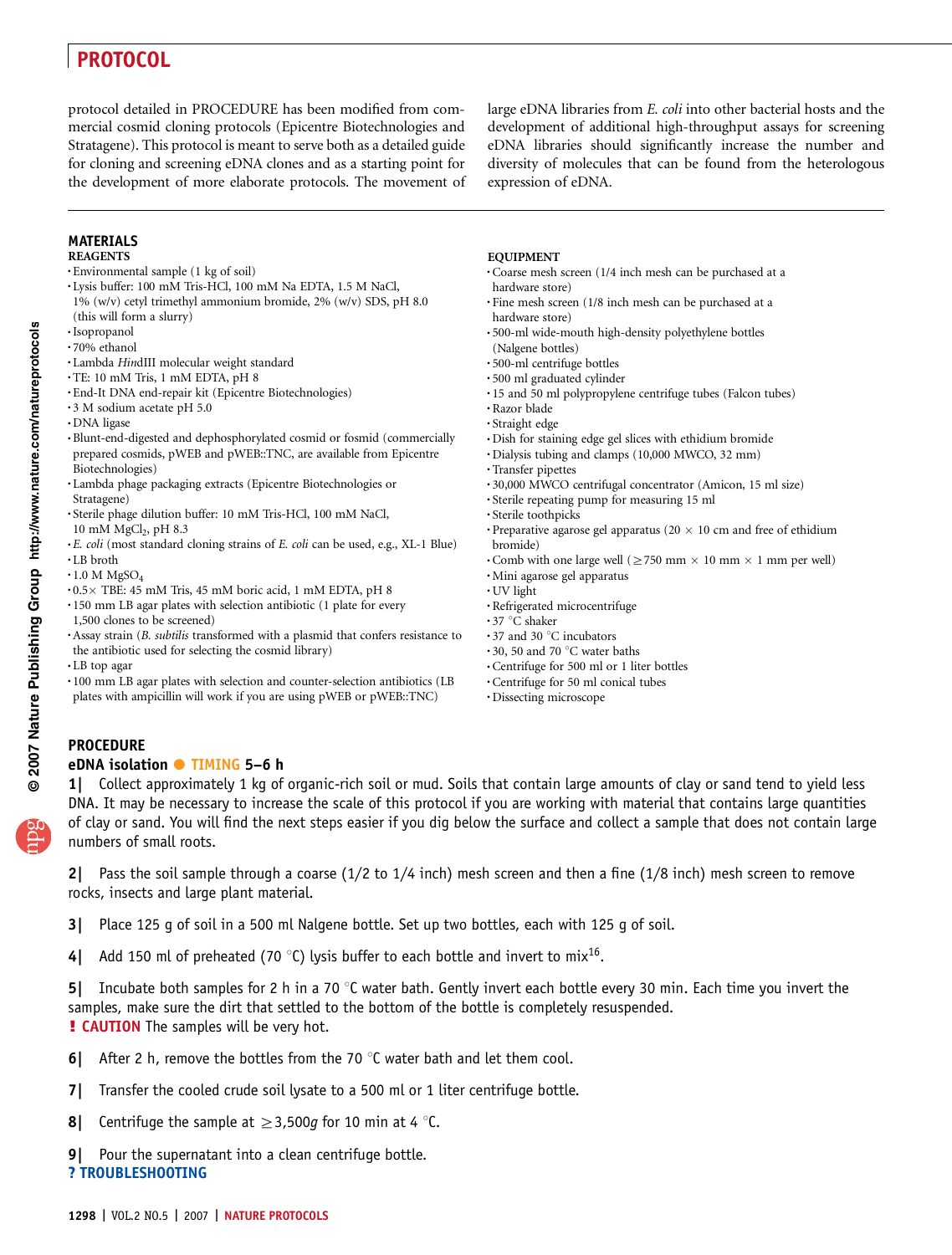protocol detailed in PROCEDURE has been modified from commercial cosmid cloning protocols (Epicentre Biotechnologies and Stratagene). This protocol is meant to serve both as a detailed guide for cloning and screening eDNA clones and as a starting point for the development of more elaborate protocols. The movement of large eDNA libraries from *E. coli* into other bacterial hosts and the development of additional high-throughput assays for screening eDNA libraries should significantly increase the number and diversity of molecules that can be found from the heterologous expression of eDNA.

## MATERIALS

### REAGENTS

- Environmental sample (1 kg of soil)
- Lysis buffer: 100 mM Tris-HCl, 100 mM Na EDTA, 1.5 M NaCl, 1% (w/v) cetyl trimethyl ammonium bromide, 2% (w/v) SDS, pH 8.0 (this will form a slurry)
- Isopropanol
- 70% ethanol
- Lambda *Hin*dIII molecular weight standard
- TE: 10 mM Tris, 1 mM EDTA, pH 8
- End-It DNA end-repair kit (Epicentre Biotechnologies)
- 3 M sodium acetate pH 5.0
- DNA ligase
- Blunt-end-digested and dephosphorylated cosmid or fosmid (commercially prepared cosmids, pWEB and pWEB::TNC, are available from Epicentre Biotechnologies)
- Lambda phage packaging extracts (Epicentre Biotechnologies or Stratagene)
- Sterile phage dilution buffer: 10 mM Tris-HCl, 100 mM NaCl, 10 mM $MgCl_2$, pH 8.3
- *E. coli* (most standard cloning strains of *E. coli* can be used, e.g., XL-1 Blue)
- LB broth
- 1.0 M $MgSO_4$
- 0.5× TBE: 45 mM Tris, 45 mM boric acid, 1 mM EDTA, pH 8
- 150 mm LB agar plates with selection antibiotic (1 plate for every 1,500 clones to be screened)
- Assay strain (*B. subtilis* transformed with a plasmid that confers resistance to the antibiotic used for selecting the cosmid library)
- LB top agar
- 100 mm LB agar plates with selection and counter-selection antibiotics (LB plates with ampicillin will work if you are using pWEB or pWEB::TNC)

### EQUIPMENT

- Coarse mesh screen (1/4 inch mesh can be purchased at a hardware store)
- Fine mesh screen (1/8 inch mesh can be purchased at a hardware store)
- 500-ml wide-mouth high-density polyethylene bottles (Nalgene bottles)
- 500-ml centrifuge bottles
- 500 ml graduated cylinder
- 15 and 50 ml polypropylene centrifuge tubes (Falcon tubes)
- Razor blade
- Straight edge
- Dish for staining edge gel slices with ethidium bromide
- Dialysis tubing and clamps (10,000 MWCO, 32 mm)
- Transfer pipettes
- 30,000 MWCO centrifugal concentrator (Amicon, 15 ml size)
- Sterile repeating pump for measuring 15 ml
- Sterile toothpicks
- Preparative agarose gel apparatus (20 × 10 cm and free of ethidium bromide)
- Comb with one large well (≥750 mm × 10 mm × 1 mm per well)
- Mini agarose gel apparatus
- UV light
- Refrigerated microcentrifuge
- 37 °C shaker
- 37 and 30 °C incubators
- 30, 50 and 70 °C water baths
- Centrifuge for 500 ml or 1 liter bottles
- Centrifuge for 50 ml conical tubes
- Dissecting microscope

## PROCEDURE

### eDNA isolation ● TIMING 5–6 h

**1|** Collect approximately 1 kg of organic-rich soil or mud. Soils that contain large amounts of clay or sand tend to yield less DNA. It may be necessary to increase the scale of this protocol if you are working with material that contains large quantities of clay or sand. You will find the next steps easier if you dig below the surface and collect a sample that does not contain large numbers of small roots.

**2|** Pass the soil sample through a coarse (1/2 to 1/4 inch) mesh screen and then a fine (1/8 inch) mesh screen to remove rocks, insects and large plant material.

**3|** Place 125 g of soil in a 500 ml Nalgene bottle. Set up two bottles, each with 125 g of soil.

**4|** Add 150 ml of preheated (70 °C) lysis buffer to each bottle and invert to mix[16].

**5|** Incubate both samples for 2 h in a 70 °C water bath. Gently invert each bottle every 30 min. Each time you invert the samples, make sure the dirt that settled to the bottom of the bottle is completely resuspended.
**! CAUTION** The samples will be very hot.

**6|** After 2 h, remove the bottles from the 70 °C water bath and let them cool.

**7|** Transfer the cooled crude soil lysate to a 500 ml or 1 liter centrifuge bottle.

**8|** Centrifuge the sample at ≥3,500*g* for 10 min at 4 °C.

**9|** Pour the supernatant into a clean centrifuge bottle.
**? TROUBLESHOOTING**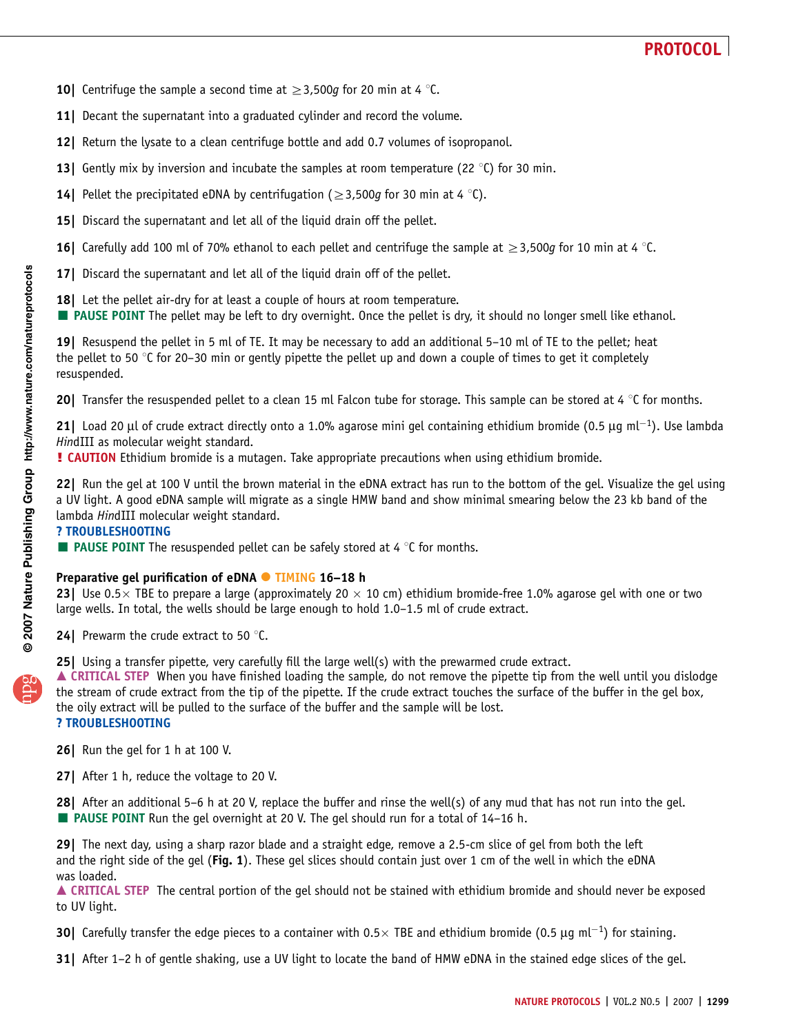**10|** Centrifuge the sample a second time at $\geq$3,500*g* for 20 min at 4 °C.

**11|** Decant the supernatant into a graduated cylinder and record the volume.

**12|** Return the lysate to a clean centrifuge bottle and add 0.7 volumes of isopropanol.

**13|** Gently mix by inversion and incubate the samples at room temperature (22 °C) for 30 min.

**14|** Pellet the precipitated eDNA by centrifugation ($\geq$3,500*g* for 30 min at 4 °C).

**15|** Discard the supernatant and let all of the liquid drain off the pellet.

**16|** Carefully add 100 ml of 70% ethanol to each pellet and centrifuge the sample at $\geq$3,500*g* for 10 min at 4 °C.

**17|** Discard the supernatant and let all of the liquid drain off of the pellet.

**18|** Let the pellet air-dry for at least a couple of hours at room temperature.
■ **PAUSE POINT** The pellet may be left to dry overnight. Once the pellet is dry, it should no longer smell like ethanol.

**19|** Resuspend the pellet in 5 ml of TE. It may be necessary to add an additional 5–10 ml of TE to the pellet; heat the pellet to 50 °C for 20–30 min or gently pipette the pellet up and down a couple of times to get it completely resuspended.

**20|** Transfer the resuspended pellet to a clean 15 ml Falcon tube for storage. This sample can be stored at 4 °C for months.

**21|** Load 20 µl of crude extract directly onto a 1.0% agarose mini gel containing ethidium bromide (0.5 µg ml$^{-1}$). Use lambda *Hin*dIII as molecular weight standard.
**! CAUTION** Ethidium bromide is a mutagen. Take appropriate precautions when using ethidium bromide.

**22|** Run the gel at 100 V until the brown material in the eDNA extract has run to the bottom of the gel. Visualize the gel using a UV light. A good eDNA sample will migrate as a single HMW band and show minimal smearing below the 23 kb band of the lambda *Hin*dIII molecular weight standard.
**? TROUBLESHOOTING**
■ **PAUSE POINT** The resuspended pellet can be safely stored at 4 °C for months.

**Preparative gel purification of eDNA** ● **TIMING 16–18 h**

**23|** Use 0.5× TBE to prepare a large (approximately 20 × 10 cm) ethidium bromide-free 1.0% agarose gel with one or two large wells. In total, the wells should be large enough to hold 1.0–1.5 ml of crude extract.

**24|** Prewarm the crude extract to 50 °C.

**25|** Using a transfer pipette, very carefully fill the large well(s) with the prewarmed crude extract.
▲ **CRITICAL STEP** When you have finished loading the sample, do not remove the pipette tip from the well until you dislodge the stream of crude extract from the tip of the pipette. If the crude extract touches the surface of the buffer in the gel box, the oily extract will be pulled to the surface of the buffer and the sample will be lost.
**? TROUBLESHOOTING**

**26|** Run the gel for 1 h at 100 V.

**27|** After 1 h, reduce the voltage to 20 V.

**28|** After an additional 5–6 h at 20 V, replace the buffer and rinse the well(s) of any mud that has not run into the gel.
■ **PAUSE POINT** Run the gel overnight at 20 V. The gel should run for a total of 14–16 h.

**29|** The next day, using a sharp razor blade and a straight edge, remove a 2.5-cm slice of gel from both the left and the right side of the gel (**Fig. 1**). These gel slices should contain just over 1 cm of the well in which the eDNA was loaded.
▲ **CRITICAL STEP** The central portion of the gel should not be stained with ethidium bromide and should never be exposed to UV light.

**30|** Carefully transfer the edge pieces to a container with 0.5× TBE and ethidium bromide (0.5 µg ml$^{-1}$) for staining.

**31|** After 1–2 h of gentle shaking, use a UV light to locate the band of HMW eDNA in the stained edge slices of the gel.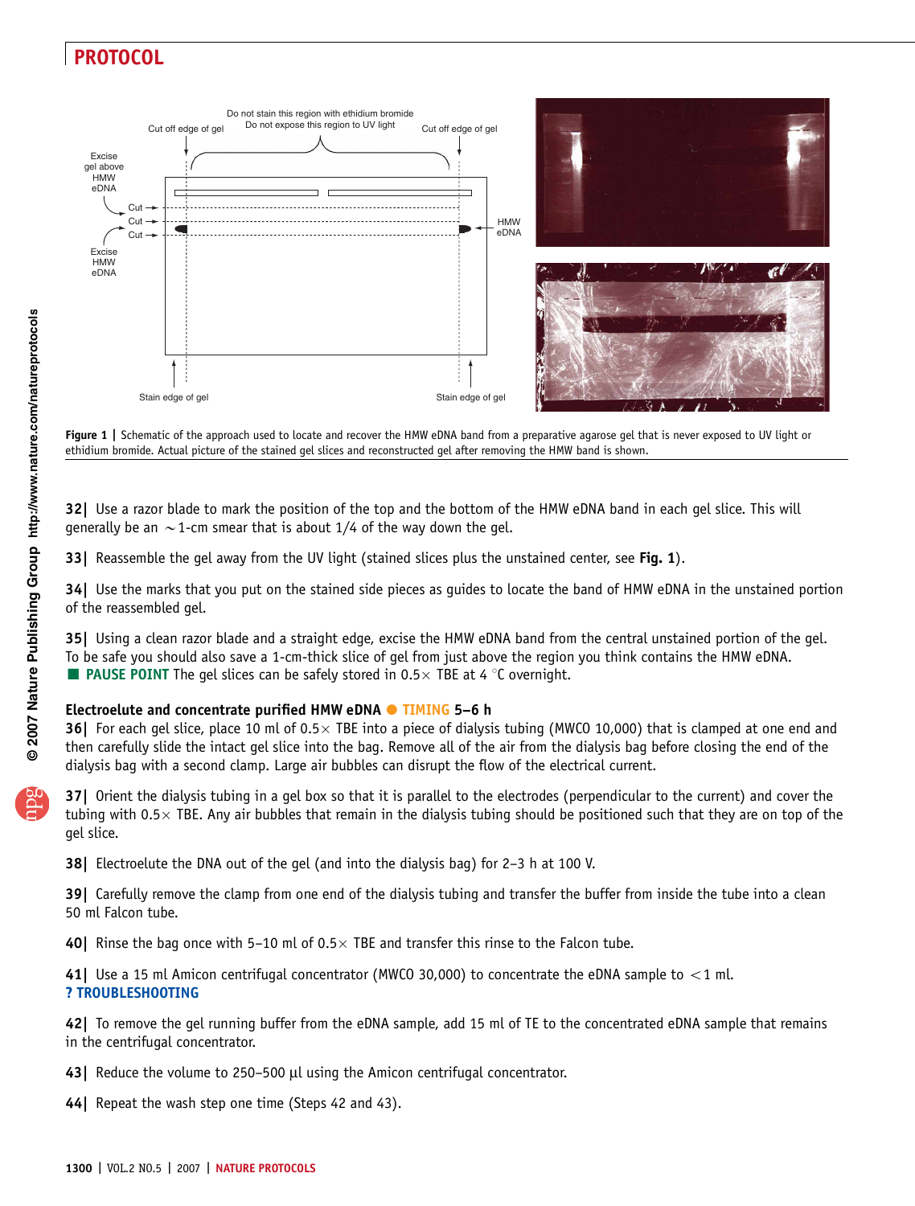Figure 1 | Schematic of the approach used to locate and recover the HMW eDNA band from a preparative agarose gel that is never exposed to UV light or ethidium bromide. Actual picture of the stained gel slices and reconstructed gel after removing the HMW band is shown.

**32|** Use a razor blade to mark the position of the top and the bottom of the HMW eDNA band in each gel slice. This will generally be an ~1-cm smear that is about 1/4 of the way down the gel.

**33|** Reassemble the gel away from the UV light (stained slices plus the unstained center, see **Fig. 1**).

**34|** Use the marks that you put on the stained side pieces as guides to locate the band of HMW eDNA in the unstained portion of the reassembled gel.

**35|** Using a clean razor blade and a straight edge, excise the HMW eDNA band from the central unstained portion of the gel. To be safe you should also save a 1-cm-thick slice of gel from just above the region you think contains the HMW eDNA.
■ **PAUSE POINT** The gel slices can be safely stored in 0.5× TBE at 4 °C overnight.

### Electroelute and concentrate purified HMW eDNA ● TIMING 5–6 h

**36|** For each gel slice, place 10 ml of 0.5× TBE into a piece of dialysis tubing (MWCO 10,000) that is clamped at one end and then carefully slide the intact gel slice into the bag. Remove all of the air from the dialysis bag before closing the end of the dialysis bag with a second clamp. Large air bubbles can disrupt the flow of the electrical current.

**37|** Orient the dialysis tubing in a gel box so that it is parallel to the electrodes (perpendicular to the current) and cover the tubing with 0.5× TBE. Any air bubbles that remain in the dialysis tubing should be positioned such that they are on top of the gel slice.

**38|** Electroelute the DNA out of the gel (and into the dialysis bag) for 2–3 h at 100 V.

**39|** Carefully remove the clamp from one end of the dialysis tubing and transfer the buffer from inside the tube into a clean 50 ml Falcon tube.

**40|** Rinse the bag once with 5–10 ml of 0.5× TBE and transfer this rinse to the Falcon tube.

**41|** Use a 15 ml Amicon centrifugal concentrator (MWCO 30,000) to concentrate the eDNA sample to <1 ml.
**? TROUBLESHOOTING**

**42|** To remove the gel running buffer from the eDNA sample, add 15 ml of TE to the concentrated eDNA sample that remains in the centrifugal concentrator.

**43|** Reduce the volume to 250–500 µl using the Amicon centrifugal concentrator.

**44|** Repeat the wash step one time (Steps 42 and 43).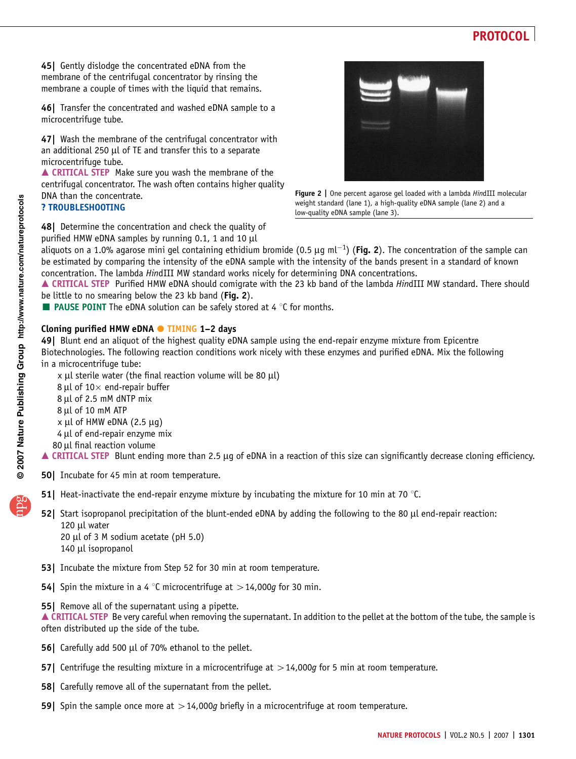**45|** Gently dislodge the concentrated eDNA from the membrane of the centrifugal concentrator by rinsing the membrane a couple of times with the liquid that remains.

**46|** Transfer the concentrated and washed eDNA sample to a microcentrifuge tube.

**47|** Wash the membrane of the centrifugal concentrator with an additional 250 µl of TE and transfer this to a separate microcentrifuge tube.

▲ CRITICAL STEP Make sure you wash the membrane of the centrifugal concentrator. The wash often contains higher quality DNA than the concentrate.

? TROUBLESHOOTING

Figure 2 | One percent agarose gel loaded with a lambda *Hin*dIII molecular weight standard (lane 1), a high-quality eDNA sample (lane 2) and a low-quality eDNA sample (lane 3).

**48|** Determine the concentration and check the quality of purified HMW eDNA samples by running 0.1, 1 and 10 µl aliquots on a 1.0% agarose mini gel containing ethidium bromide (0.5 µg ml$^{-1}$) (**Fig. 2**). The concentration of the sample can be estimated by comparing the intensity of the eDNA sample with the intensity of the bands present in a standard of known concentration. The lambda *Hin*dIII MW standard works nicely for determining DNA concentrations.

▲ CRITICAL STEP Purified HMW eDNA should comigrate with the 23 kb band of the lambda *Hin*dIII MW standard. There should be little to no smearing below the 23 kb band (**Fig. 2**).

■ PAUSE POINT The eDNA solution can be safely stored at 4 °C for months.

### Cloning purified HMW eDNA ● TIMING 1–2 days

**49|** Blunt end an aliquot of the highest quality eDNA sample using the end-repair enzyme mixture from Epicentre Biotechnologies. The following reaction conditions work nicely with these enzymes and purified eDNA. Mix the following in a microcentrifuge tube:

- x µl sterile water (the final reaction volume will be 80 µl)
- 8 µl of 10× end-repair buffer
- 8 µl of 2.5 mM dNTP mix
- 8 µl of 10 mM ATP
- x µl of HMW eDNA (2.5 µg)
- 4 µl of end-repair enzyme mix
- 80 µl final reaction volume

▲ CRITICAL STEP Blunt ending more than 2.5 µg of eDNA in a reaction of this size can significantly decrease cloning efficiency.

**50|** Incubate for 45 min at room temperature.

**51|** Heat-inactivate the end-repair enzyme mixture by incubating the mixture for 10 min at 70 °C.

**52|** Start isopropanol precipitation of the blunt-ended eDNA by adding the following to the 80 µl end-repair reaction:

- 120 µl water
- 20 µl of 3 M sodium acetate (pH 5.0)
- 140 µl isopropanol

**53|** Incubate the mixture from Step 52 for 30 min at room temperature.

**54|** Spin the mixture in a 4 °C microcentrifuge at >14,000*g* for 30 min.

**55|** Remove all of the supernatant using a pipette.

▲ CRITICAL STEP Be very careful when removing the supernatant. In addition to the pellet at the bottom of the tube, the sample is often distributed up the side of the tube.

**56|** Carefully add 500 µl of 70% ethanol to the pellet.

**57|** Centrifuge the resulting mixture in a microcentrifuge at >14,000*g* for 5 min at room temperature.

**58|** Carefully remove all of the supernatant from the pellet.

**59|** Spin the sample once more at >14,000*g* briefly in a microcentrifuge at room temperature.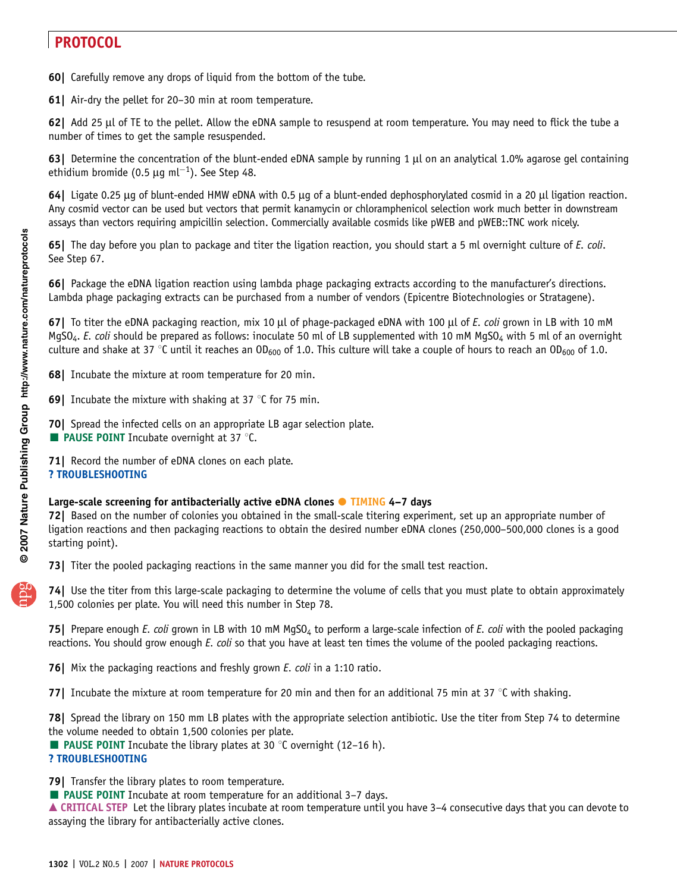**60|** Carefully remove any drops of liquid from the bottom of the tube.

**61|** Air-dry the pellet for 20–30 min at room temperature.

**62|** Add 25 μl of TE to the pellet. Allow the eDNA sample to resuspend at room temperature. You may need to flick the tube a number of times to get the sample resuspended.

**63|** Determine the concentration of the blunt-ended eDNA sample by running 1 μl on an analytical 1.0% agarose gel containing ethidium bromide (0.5 μg $ml^{-1}$). See Step 48.

**64|** Ligate 0.25 μg of blunt-ended HMW eDNA with 0.5 μg of a blunt-ended dephosphorylated cosmid in a 20 μl ligation reaction. Any cosmid vector can be used but vectors that permit kanamycin or chloramphenicol selection work much better in downstream assays than vectors requiring ampicillin selection. Commercially available cosmids like pWEB and pWEB::TNC work nicely.

**65|** The day before you plan to package and titer the ligation reaction, you should start a 5 ml overnight culture of *E. coli*. See Step 67.

**66|** Package the eDNA ligation reaction using lambda phage packaging extracts according to the manufacturer's directions. Lambda phage packaging extracts can be purchased from a number of vendors (Epicentre Biotechnologies or Stratagene).

**67|** To titer the eDNA packaging reaction, mix 10 μl of phage-packaged eDNA with 100 μl of *E. coli* grown in LB with 10 mM $MgSO_4$. *E. coli* should be prepared as follows: inoculate 50 ml of LB supplemented with 10 mM $MgSO_4$ with 5 ml of an overnight culture and shake at 37 °C until it reaches an $OD_{600}$ of 1.0. This culture will take a couple of hours to reach an $OD_{600}$ of 1.0.

**68|** Incubate the mixture at room temperature for 20 min.

**69|** Incubate the mixture with shaking at 37 °C for 75 min.

**70|** Spread the infected cells on an appropriate LB agar selection plate.
■ **PAUSE POINT** Incubate overnight at 37 °C.

**71|** Record the number of eDNA clones on each plate.
**? TROUBLESHOOTING**

**Large-scale screening for antibacterially active eDNA clones ● TIMING 4–7 days**

**72|** Based on the number of colonies you obtained in the small-scale titering experiment, set up an appropriate number of ligation reactions and then packaging reactions to obtain the desired number eDNA clones (250,000–500,000 clones is a good starting point).

**73|** Titer the pooled packaging reactions in the same manner you did for the small test reaction.

**74|** Use the titer from this large-scale packaging to determine the volume of cells that you must plate to obtain approximately 1,500 colonies per plate. You will need this number in Step 78.

**75|** Prepare enough *E. coli* grown in LB with 10 mM $MgSO_4$ to perform a large-scale infection of *E. coli* with the pooled packaging reactions. You should grow enough *E. coli* so that you have at least ten times the volume of the pooled packaging reactions.

**76|** Mix the packaging reactions and freshly grown *E. coli* in a 1:10 ratio.

**77|** Incubate the mixture at room temperature for 20 min and then for an additional 75 min at 37 °C with shaking.

**78|** Spread the library on 150 mm LB plates with the appropriate selection antibiotic. Use the titer from Step 74 to determine the volume needed to obtain 1,500 colonies per plate.
■ **PAUSE POINT** Incubate the library plates at 30 °C overnight (12–16 h).
**? TROUBLESHOOTING**

**79|** Transfer the library plates to room temperature.
■ **PAUSE POINT** Incubate at room temperature for an additional 3–7 days.
▲ **CRITICAL STEP** Let the library plates incubate at room temperature until you have 3–4 consecutive days that you can devote to assaying the library for antibacterially active clones.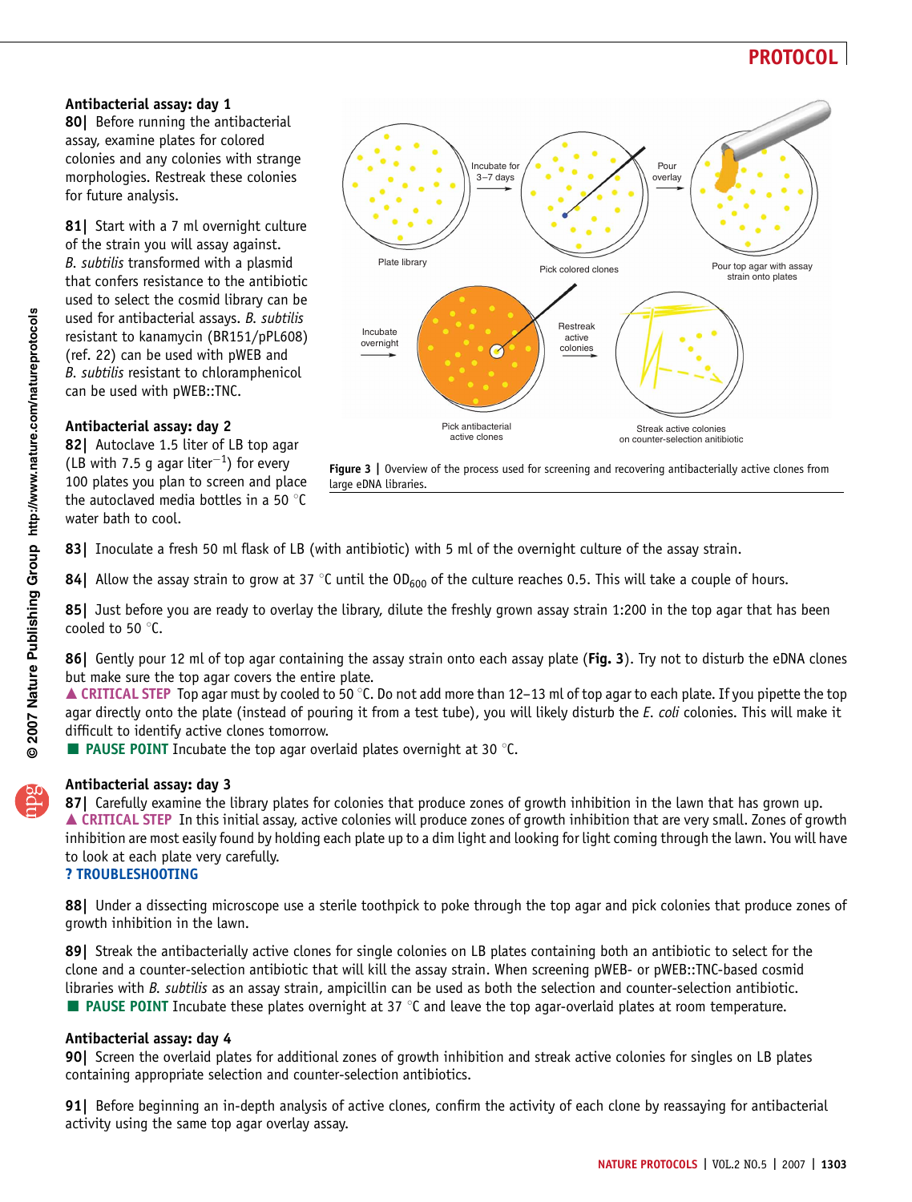### Antibacterial assay: day 1

**80|** Before running the antibacterial assay, examine plates for colored colonies and any colonies with strange morphologies. Restreak these colonies for future analysis.

**81|** Start with a 7 ml overnight culture of the strain you will assay against. *B. subtilis* transformed with a plasmid that confers resistance to the antibiotic used to select the cosmid library can be used for antibacterial assays. *B. subtilis* resistant to kanamycin (BR151/pPL608) (ref. 22) can be used with pWEB and *B. subtilis* resistant to chloramphenicol can be used with pWEB::TNC.

### Antibacterial assay: day 2

**82|** Autoclave 1.5 liter of LB top agar (LB with 7.5 g agar liter$^{-1}$) for every 100 plates you plan to screen and place the autoclaved media bottles in a 50 °C water bath to cool.

**Figure 3 |** Overview of the process used for screening and recovering antibacterially active clones from large eDNA libraries.

**83|** Inoculate a fresh 50 ml flask of LB (with antibiotic) with 5 ml of the overnight culture of the assay strain.

**84|** Allow the assay strain to grow at 37 °C until the $OD_{600}$ of the culture reaches 0.5. This will take a couple of hours.

**85|** Just before you are ready to overlay the library, dilute the freshly grown assay strain 1:200 in the top agar that has been cooled to 50 °C.

**86|** Gently pour 12 ml of top agar containing the assay strain onto each assay plate (**Fig. 3**). Try not to disturb the eDNA clones but make sure the top agar covers the entire plate.

▲ **CRITICAL STEP** Top agar must by cooled to 50 °C. Do not add more than 12–13 ml of top agar to each plate. If you pipette the top agar directly onto the plate (instead of pouring it from a test tube), you will likely disturb the *E. coli* colonies. This will make it difficult to identify active clones tomorrow.

■ **PAUSE POINT** Incubate the top agar overlaid plates overnight at 30 °C.

### Antibacterial assay: day 3

**87|** Carefully examine the library plates for colonies that produce zones of growth inhibition in the lawn that has grown up.

▲ **CRITICAL STEP** In this initial assay, active colonies will produce zones of growth inhibition that are very small. Zones of growth inhibition are most easily found by holding each plate up to a dim light and looking for light coming through the lawn. You will have to look at each plate very carefully.

**? TROUBLESHOOTING**

**88|** Under a dissecting microscope use a sterile toothpick to poke through the top agar and pick colonies that produce zones of growth inhibition in the lawn.

**89|** Streak the antibacterially active clones for single colonies on LB plates containing both an antibiotic to select for the clone and a counter-selection antibiotic that will kill the assay strain. When screening pWEB- or pWEB::TNC-based cosmid libraries with *B. subtilis* as an assay strain, ampicillin can be used as both the selection and counter-selection antibiotic.

■ **PAUSE POINT** Incubate these plates overnight at 37 °C and leave the top agar-overlaid plates at room temperature.

### Antibacterial assay: day 4

**90|** Screen the overlaid plates for additional zones of growth inhibition and streak active colonies for singles on LB plates containing appropriate selection and counter-selection antibiotics.

**91|** Before beginning an in-depth analysis of active clones, confirm the activity of each clone by reassaying for antibacterial activity using the same top agar overlay assay.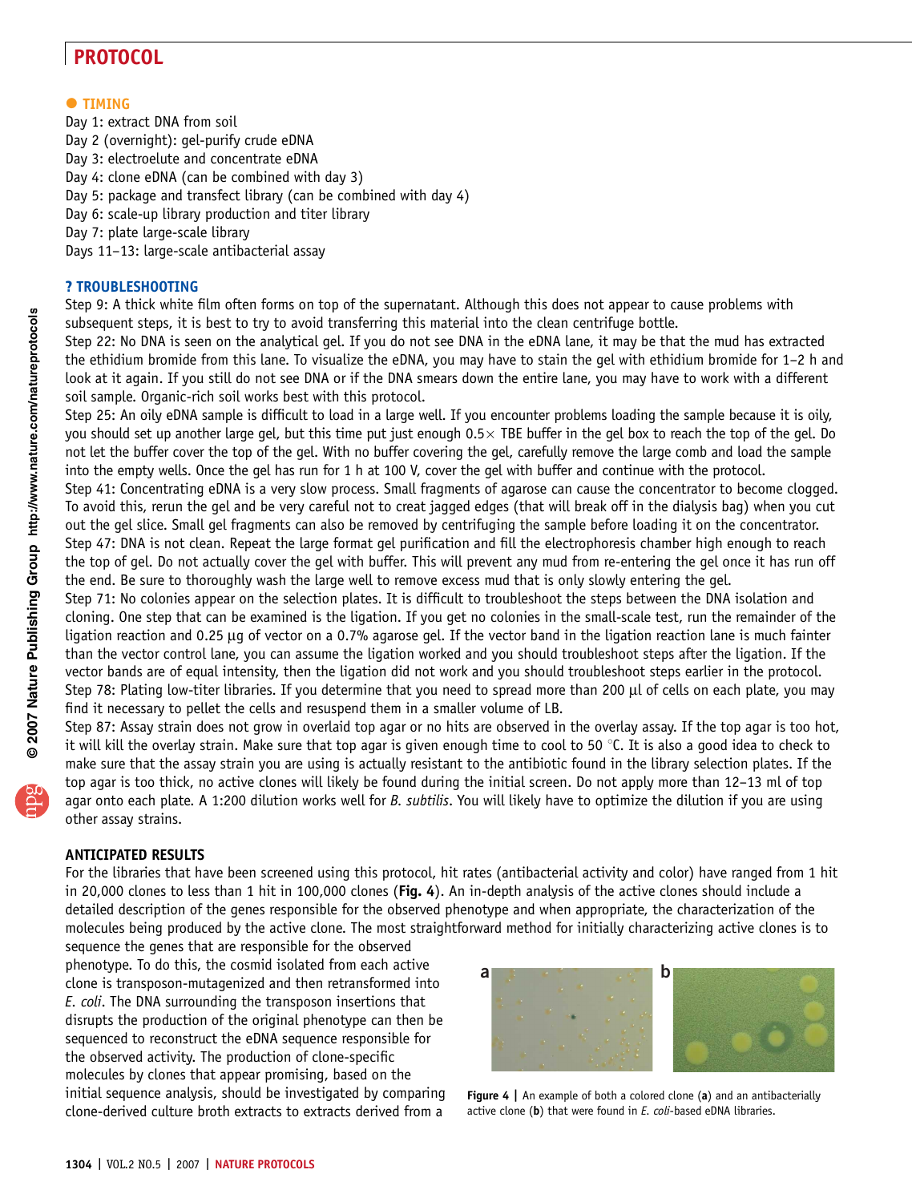## TIMING

Day 1: extract DNA from soil
Day 2 (overnight): gel-purify crude eDNA
Day 3: electroelute and concentrate eDNA
Day 4: clone eDNA (can be combined with day 3)
Day 5: package and transfect library (can be combined with day 4)
Day 6: scale-up library production and titer library
Day 7: plate large-scale library
Days 11–13: large-scale antibacterial assay

## ? TROUBLESHOOTING

Step 9: A thick white film often forms on top of the supernatant. Although this does not appear to cause problems with subsequent steps, it is best to try to avoid transferring this material into the clean centrifuge bottle.

Step 22: No DNA is seen on the analytical gel. If you do not see DNA in the eDNA lane, it may be that the mud has extracted the ethidium bromide from this lane. To visualize the eDNA, you may have to stain the gel with ethidium bromide for 1–2 h and look at it again. If you still do not see DNA or if the DNA smears down the entire lane, you may have to work with a different soil sample. Organic-rich soil works best with this protocol.

Step 25: An oily eDNA sample is difficult to load in a large well. If you encounter problems loading the sample because it is oily, you should set up another large gel, but this time put just enough 0.5× TBE buffer in the gel box to reach the top of the gel. Do not let the buffer cover the top of the gel. With no buffer covering the gel, carefully remove the large comb and load the sample into the empty wells. Once the gel has run for 1 h at 100 V, cover the gel with buffer and continue with the protocol.

Step 41: Concentrating eDNA is a very slow process. Small fragments of agarose can cause the concentrator to become clogged. To avoid this, rerun the gel and be very careful not to creat jagged edges (that will break off in the dialysis bag) when you cut out the gel slice. Small gel fragments can also be removed by centrifuging the sample before loading it on the concentrator.

Step 47: DNA is not clean. Repeat the large format gel purification and fill the electrophoresis chamber high enough to reach the top of gel. Do not actually cover the gel with buffer. This will prevent any mud from re-entering the gel once it has run off the end. Be sure to thoroughly wash the large well to remove excess mud that is only slowly entering the gel.

Step 71: No colonies appear on the selection plates. It is difficult to troubleshoot the steps between the DNA isolation and cloning. One step that can be examined is the ligation. If you get no colonies in the small-scale test, run the remainder of the ligation reaction and 0.25 μg of vector on a 0.7% agarose gel. If the vector band in the ligation reaction lane is much fainter than the vector control lane, you can assume the ligation worked and you should troubleshoot steps after the ligation. If the vector bands are of equal intensity, then the ligation did not work and you should troubleshoot steps earlier in the protocol.

Step 78: Plating low-titer libraries. If you determine that you need to spread more than 200 μl of cells on each plate, you may find it necessary to pellet the cells and resuspend them in a smaller volume of LB.

Step 87: Assay strain does not grow in overlaid top agar or no hits are observed in the overlay assay. If the top agar is too hot, it will kill the overlay strain. Make sure that top agar is given enough time to cool to 50 °C. It is also a good idea to check to make sure that the assay strain you are using is actually resistant to the antibiotic found in the library selection plates. If the top agar is too thick, no active clones will likely be found during the initial screen. Do not apply more than 12–13 ml of top agar onto each plate. A 1:200 dilution works well for *B. subtilis*. You will likely have to optimize the dilution if you are using other assay strains.

## ANTICIPATED RESULTS

For the libraries that have been screened using this protocol, hit rates (antibacterial activity and color) have ranged from 1 hit in 20,000 clones to less than 1 hit in 100,000 clones (**Fig. 4**). An in-depth analysis of the active clones should include a detailed description of the genes responsible for the observed phenotype and when appropriate, the characterization of the molecules being produced by the active clone. The most straightforward method for initially characterizing active clones is to sequence the genes that are responsible for the observed phenotype. To do this, the cosmid isolated from each active clone is transposon-mutagenized and then retransformed into *E. coli*. The DNA surrounding the transposon insertions that disrupts the production of the original phenotype can then be sequenced to reconstruct the eDNA sequence responsible for the observed activity. The production of clone-specific molecules by clones that appear promising, based on the initial sequence analysis, should be investigated by comparing clone-derived culture broth extracts to extracts derived from a

**Figure 4 |** An example of both a colored clone (**a**) and an antibacterially active clone (**b**) that were found in *E. coli*-based eDNA libraries.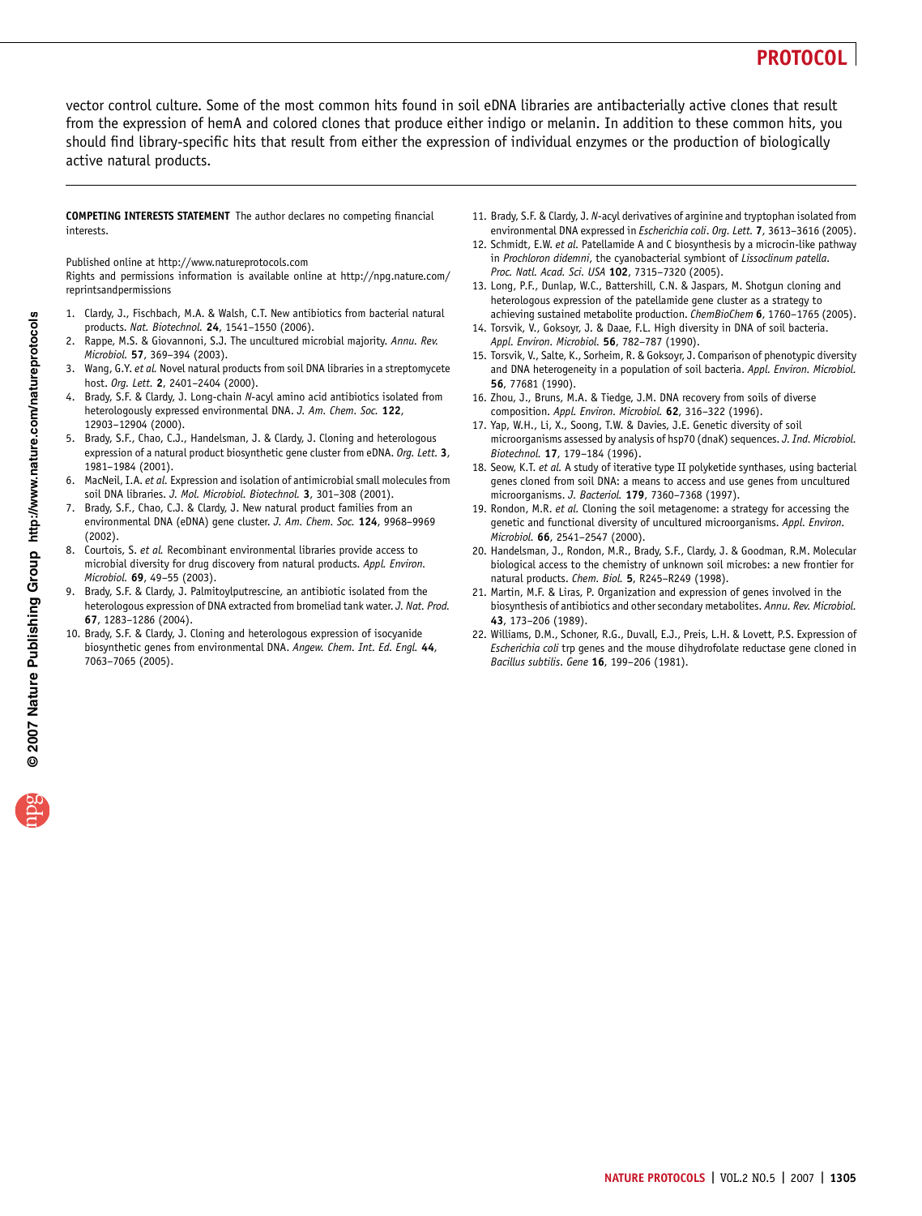vector control culture. Some of the most common hits found in soil eDNA libraries are antibacterially active clones that result from the expression of hemA and colored clones that produce either indigo or melanin. In addition to these common hits, you should find library-specific hits that result from either the expression of individual enzymes or the production of biologically active natural products.

**COMPETING INTERESTS STATEMENT** The author declares no competing financial interests.

Published online at http://www.natureprotocols.com
Rights and permissions information is available online at http://npg.nature.com/reprintsandpermissions

1. Clardy, J., Fischbach, M.A. & Walsh, C.T. New antibiotics from bacterial natural products. *Nat. Biotechnol.* **24**, 1541–1550 (2006).
2. Rappe, M.S. & Giovannoni, S.J. The uncultured microbial majority. *Annu. Rev. Microbiol.* **57**, 369–394 (2003).
3. Wang, G.Y. *et al.* Novel natural products from soil DNA libraries in a streptomycete host. *Org. Lett.* **2**, 2401–2404 (2000).
4. Brady, S.F. & Clardy, J. Long-chain *N*-acyl amino acid antibiotics isolated from heterologously expressed environmental DNA. *J. Am. Chem. Soc.* **122**, 12903–12904 (2000).
5. Brady, S.F., Chao, C.J., Handelsman, J. & Clardy, J. Cloning and heterologous expression of a natural product biosynthetic gene cluster from eDNA. *Org. Lett.* **3**, 1981–1984 (2001).
6. MacNeil, I.A. *et al.* Expression and isolation of antimicrobial small molecules from soil DNA libraries. *J. Mol. Microbiol. Biotechnol.* **3**, 301–308 (2001).
7. Brady, S.F., Chao, C.J. & Clardy, J. New natural product families from an environmental DNA (eDNA) gene cluster. *J. Am. Chem. Soc.* **124**, 9968–9969 (2002).
8. Courtois, S. *et al.* Recombinant environmental libraries provide access to microbial diversity for drug discovery from natural products. *Appl. Environ. Microbiol.* **69**, 49–55 (2003).
9. Brady, S.F. & Clardy, J. Palmitoylputrescine, an antibiotic isolated from the heterologous expression of DNA extracted from bromeliad tank water. *J. Nat. Prod.* **67**, 1283–1286 (2004).
10. Brady, S.F. & Clardy, J. Cloning and heterologous expression of isocyanide biosynthetic genes from environmental DNA. *Angew. Chem. Int. Ed. Engl.* **44**, 7063–7065 (2005).
11. Brady, S.F. & Clardy, J. *N*-acyl derivatives of arginine and tryptophan isolated from environmental DNA expressed in *Escherichia coli*. *Org. Lett.* **7**, 3613–3616 (2005).
12. Schmidt, E.W. *et al.* Patellamide A and C biosynthesis by a microcin-like pathway in *Prochloron didemni*, the cyanobacterial symbiont of *Lissoclinum patella*. *Proc. Natl. Acad. Sci. USA* **102**, 7315–7320 (2005).
13. Long, P.F., Dunlap, W.C., Battershill, C.N. & Jaspars, M. Shotgun cloning and heterologous expression of the patellamide gene cluster as a strategy to achieving sustained metabolite production. *ChemBioChem* **6**, 1760–1765 (2005).
14. Torsvik, V., Goksoyr, J. & Daae, F.L. High diversity in DNA of soil bacteria. *Appl. Environ. Microbiol.* **56**, 782–787 (1990).
15. Torsvik, V., Salte, K., Sorheim, R. & Goksoyr, J. Comparison of phenotypic diversity and DNA heterogeneity in a population of soil bacteria. *Appl. Environ. Microbiol.* **56**, 77681 (1990).
16. Zhou, J., Bruns, M.A. & Tiedge, J.M. DNA recovery from soils of diverse composition. *Appl. Environ. Microbiol.* **62**, 316–322 (1996).
17. Yap, W.H., Li, X., Soong, T.W. & Davies, J.E. Genetic diversity of soil microorganisms assessed by analysis of hsp70 (dnaK) sequences. *J. Ind. Microbiol. Biotechnol.* **17**, 179–184 (1996).
18. Seow, K.T. *et al.* A study of iterative type II polyketide synthases, using bacterial genes cloned from soil DNA: a means to access and use genes from uncultured microorganisms. *J. Bacteriol.* **179**, 7360–7368 (1997).
19. Rondon, M.R. *et al.* Cloning the soil metagenome: a strategy for accessing the genetic and functional diversity of uncultured microorganisms. *Appl. Environ. Microbiol.* **66**, 2541–2547 (2000).
20. Handelsman, J., Rondon, M.R., Brady, S.F., Clardy, J. & Goodman, R.M. Molecular biological access to the chemistry of unknown soil microbes: a new frontier for natural products. *Chem. Biol.* **5**, R245–R249 (1998).
21. Martin, M.F. & Liras, P. Organization and expression of genes involved in the biosynthesis of antibiotics and other secondary metabolites. *Annu. Rev. Microbiol.* **43**, 173–206 (1989).
22. Williams, D.M., Schoner, R.G., Duvall, E.J., Preis, L.H. & Lovett, P.S. Expression of *Escherichia coli* trp genes and the mouse dihydrofolate reductase gene cloned in *Bacillus subtilis*. *Gene* **16**, 199–206 (1981).